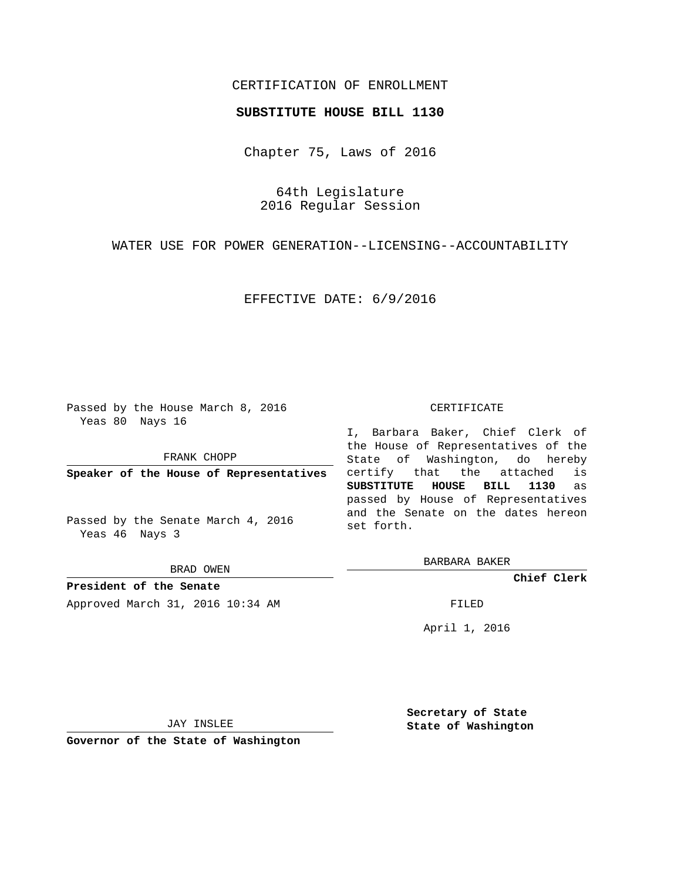CERTIFICATION OF ENROLLMENT

**SUBSTITUTE HOUSE BILL 1130**

Chapter 75, Laws of 2016

64th Legislature
2016 Regular Session

WATER USE FOR POWER GENERATION--LICENSING--ACCOUNTABILITY

EFFECTIVE DATE: 6/9/2016

Passed by the House March 8, 2016
Yeas 80 Nays 16

FRANK CHOPP

**Speaker of the House of Representatives**

Passed by the Senate March 4, 2016
Yeas 46 Nays 3

BRAD OWEN

**President of the Senate**

Approved March 31, 2016 10:34 AM

JAY INSLEE

**Governor of the State of Washington**

CERTIFICATE

I, Barbara Baker, Chief Clerk of the House of Representatives of the State of Washington, do hereby certify that the attached is **SUBSTITUTE HOUSE BILL 1130** as passed by House of Representatives and the Senate on the dates hereon set forth.

BARBARA BAKER

**Chief Clerk**

FILED

April 1, 2016

**Secretary of State**
**State of Washington**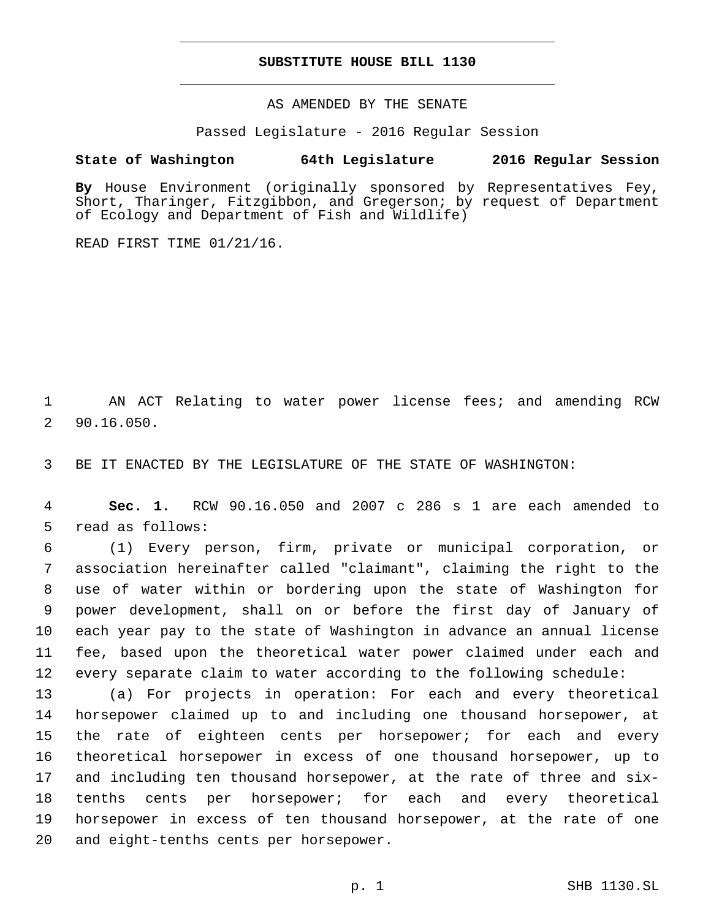# SUBSTITUTE HOUSE BILL 1130

AS AMENDED BY THE SENATE

Passed Legislature - 2016 Regular Session

**State of Washington 64th Legislature 2016 Regular Session**

**By** House Environment (originally sponsored by Representatives Fey, Short, Tharinger, Fitzgibbon, and Gregerson; by request of Department of Ecology and Department of Fish and Wildlife)

READ FIRST TIME 01/21/16.

AN ACT Relating to water power license fees; and amending RCW 90.16.050.

BE IT ENACTED BY THE LEGISLATURE OF THE STATE OF WASHINGTON:

**Sec. 1.** RCW 90.16.050 and 2007 c 286 s 1 are each amended to read as follows:

(1) Every person, firm, private or municipal corporation, or association hereinafter called "claimant", claiming the right to the use of water within or bordering upon the state of Washington for power development, shall on or before the first day of January of each year pay to the state of Washington in advance an annual license fee, based upon the theoretical water power claimed under each and every separate claim to water according to the following schedule:

(a) For projects in operation: For each and every theoretical horsepower claimed up to and including one thousand horsepower, at the rate of eighteen cents per horsepower; for each and every theoretical horsepower in excess of one thousand horsepower, up to and including ten thousand horsepower, at the rate of three and six-tenths cents per horsepower; for each and every theoretical horsepower in excess of ten thousand horsepower, at the rate of one and eight-tenths cents per horsepower.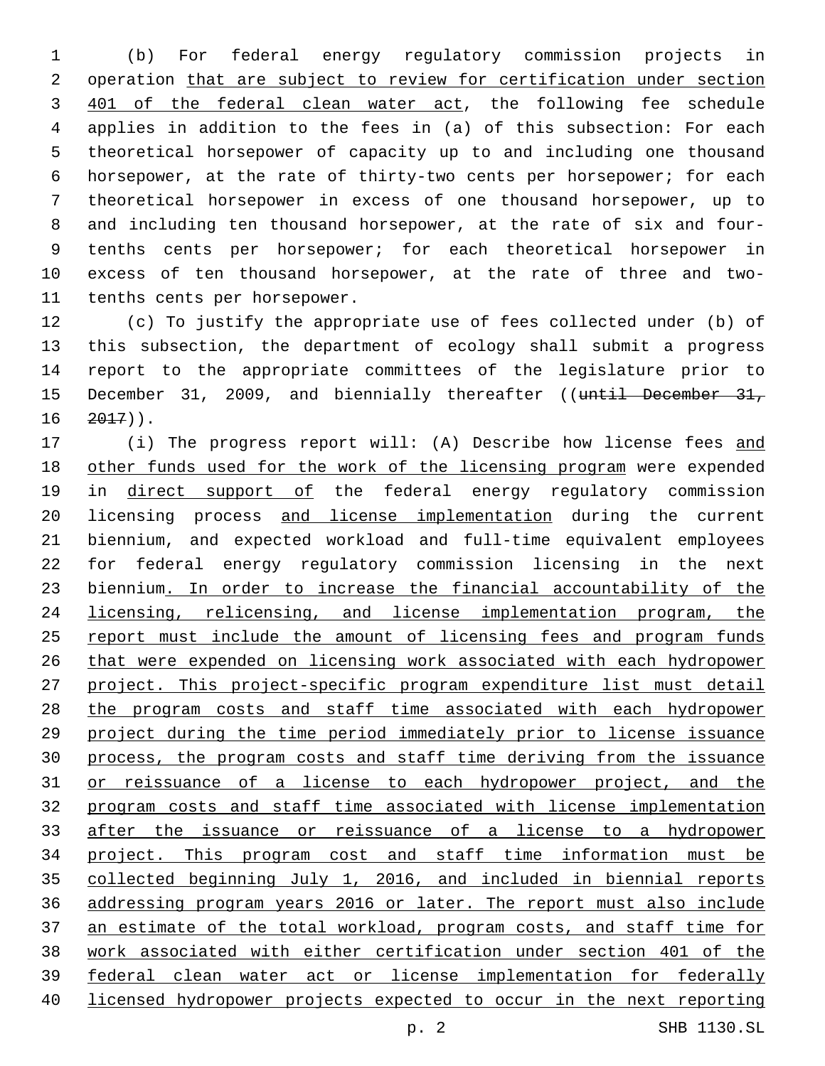(b) For federal energy regulatory commission projects in operation that are subject to review for certification under section 401 of the federal clean water act, the following fee schedule applies in addition to the fees in (a) of this subsection: For each theoretical horsepower of capacity up to and including one thousand horsepower, at the rate of thirty-two cents per horsepower; for each theoretical horsepower in excess of one thousand horsepower, up to and including ten thousand horsepower, at the rate of six and four-tenths cents per horsepower; for each theoretical horsepower in excess of ten thousand horsepower, at the rate of three and two-tenths cents per horsepower.

(c) To justify the appropriate use of fees collected under (b) of this subsection, the department of ecology shall submit a progress report to the appropriate committees of the legislature prior to December 31, 2009, and biennially thereafter ((~~until December 31, 2017~~)).

(i) The progress report will: (A) Describe how license fees and other funds used for the work of the licensing program were expended in direct support of the federal energy regulatory commission licensing process and license implementation during the current biennium, and expected workload and full-time equivalent employees for federal energy regulatory commission licensing in the next biennium. In order to increase the financial accountability of the licensing, relicensing, and license implementation program, the report must include the amount of licensing fees and program funds that were expended on licensing work associated with each hydropower project. This project-specific program expenditure list must detail the program costs and staff time associated with each hydropower project during the time period immediately prior to license issuance process, the program costs and staff time deriving from the issuance or reissuance of a license to each hydropower project, and the program costs and staff time associated with license implementation after the issuance or reissuance of a license to a hydropower project. This program cost and staff time information must be collected beginning July 1, 2016, and included in biennial reports addressing program years 2016 or later. The report must also include an estimate of the total workload, program costs, and staff time for work associated with either certification under section 401 of the federal clean water act or license implementation for federally licensed hydropower projects expected to occur in the next reporting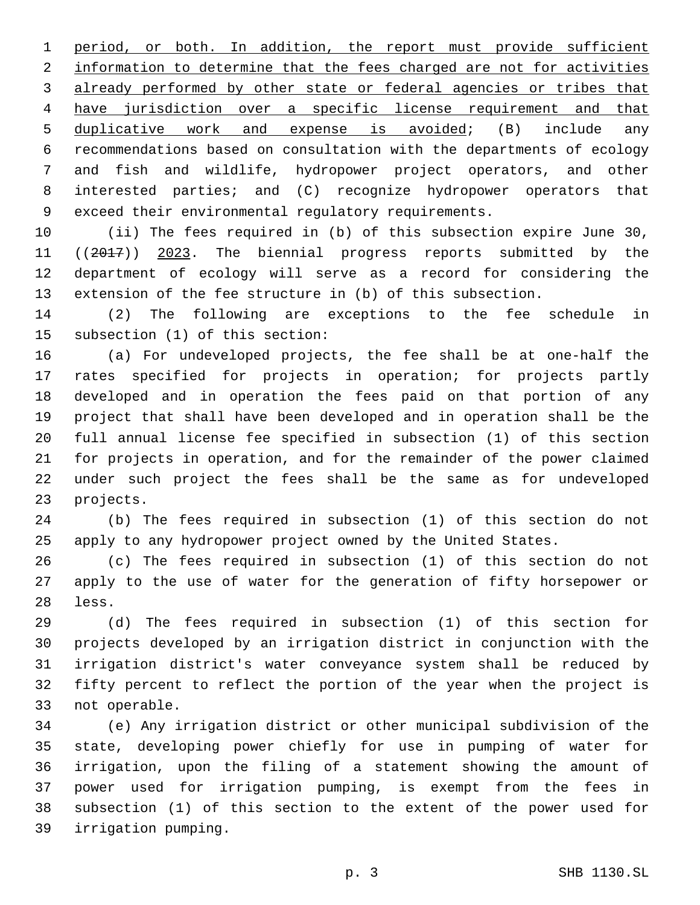period, or both. In addition, the report must provide sufficient information to determine that the fees charged are not for activities already performed by other state or federal agencies or tribes that have jurisdiction over a specific license requirement and that duplicative work and expense is avoided; (B) include any recommendations based on consultation with the departments of ecology and fish and wildlife, hydropower project operators, and other interested parties; and (C) recognize hydropower operators that exceed their environmental regulatory requirements.

(ii) The fees required in (b) of this subsection expire June 30, ((~~2017~~)) 2023. The biennial progress reports submitted by the department of ecology will serve as a record for considering the extension of the fee structure in (b) of this subsection.

(2) The following are exceptions to the fee schedule in subsection (1) of this section:

(a) For undeveloped projects, the fee shall be at one-half the rates specified for projects in operation; for projects partly developed and in operation the fees paid on that portion of any project that shall have been developed and in operation shall be the full annual license fee specified in subsection (1) of this section for projects in operation, and for the remainder of the power claimed under such project the fees shall be the same as for undeveloped projects.

(b) The fees required in subsection (1) of this section do not apply to any hydropower project owned by the United States.

(c) The fees required in subsection (1) of this section do not apply to the use of water for the generation of fifty horsepower or less.

(d) The fees required in subsection (1) of this section for projects developed by an irrigation district in conjunction with the irrigation district's water conveyance system shall be reduced by fifty percent to reflect the portion of the year when the project is not operable.

(e) Any irrigation district or other municipal subdivision of the state, developing power chiefly for use in pumping of water for irrigation, upon the filing of a statement showing the amount of power used for irrigation pumping, is exempt from the fees in subsection (1) of this section to the extent of the power used for irrigation pumping.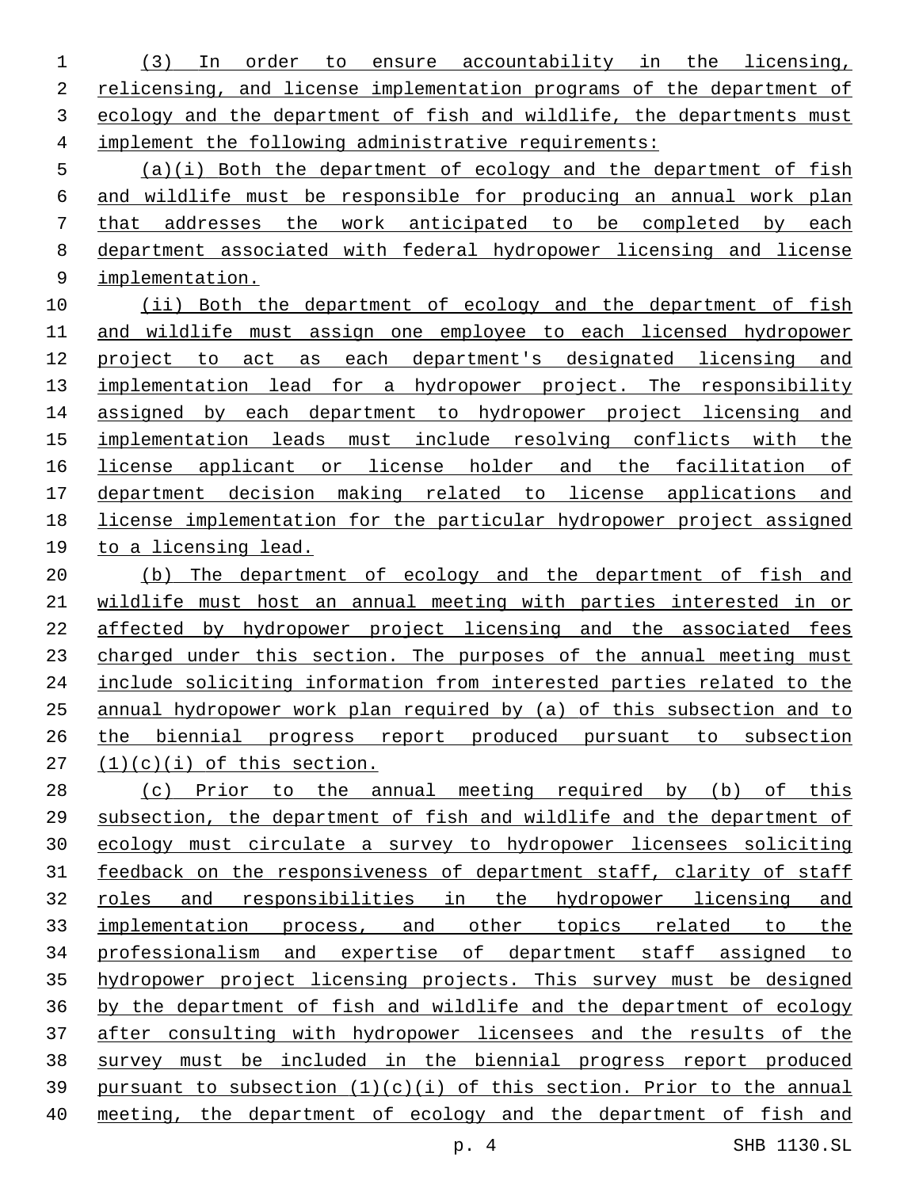(3) In order to ensure accountability in the licensing, relicensing, and license implementation programs of the department of ecology and the department of fish and wildlife, the departments must implement the following administrative requirements:

(a)(i) Both the department of ecology and the department of fish and wildlife must be responsible for producing an annual work plan that addresses the work anticipated to be completed by each department associated with federal hydropower licensing and license implementation.

(ii) Both the department of ecology and the department of fish and wildlife must assign one employee to each licensed hydropower project to act as each department's designated licensing and implementation lead for a hydropower project. The responsibility assigned by each department to hydropower project licensing and implementation leads must include resolving conflicts with the license applicant or license holder and the facilitation of department decision making related to license applications and license implementation for the particular hydropower project assigned to a licensing lead.

(b) The department of ecology and the department of fish and wildlife must host an annual meeting with parties interested in or affected by hydropower project licensing and the associated fees charged under this section. The purposes of the annual meeting must include soliciting information from interested parties related to the annual hydropower work plan required by (a) of this subsection and to the biennial progress report produced pursuant to subsection (1)(c)(i) of this section.

(c) Prior to the annual meeting required by (b) of this subsection, the department of fish and wildlife and the department of ecology must circulate a survey to hydropower licensees soliciting feedback on the responsiveness of department staff, clarity of staff roles and responsibilities in the hydropower licensing and implementation process, and other topics related to the professionalism and expertise of department staff assigned to hydropower project licensing projects. This survey must be designed by the department of fish and wildlife and the department of ecology after consulting with hydropower licensees and the results of the survey must be included in the biennial progress report produced pursuant to subsection (1)(c)(i) of this section. Prior to the annual meeting, the department of ecology and the department of fish and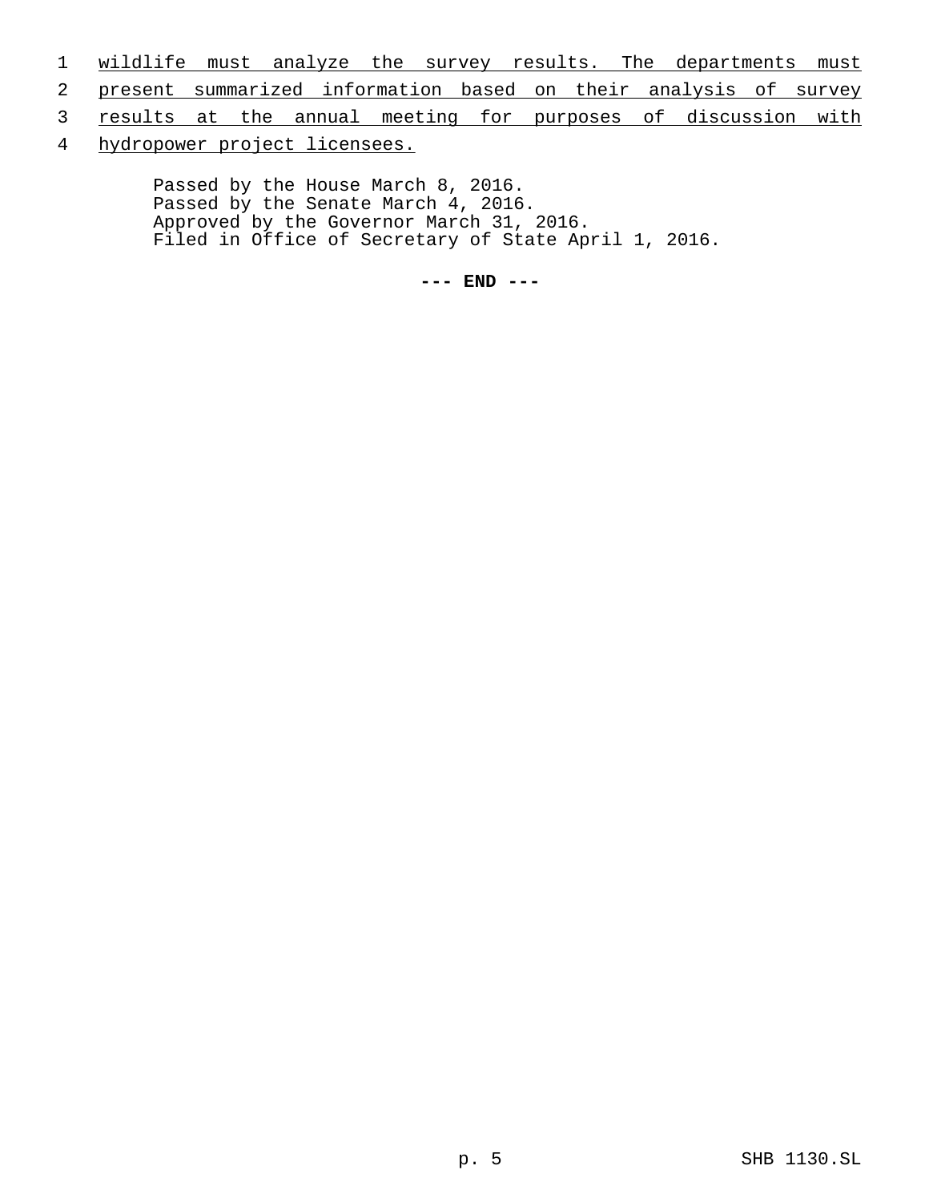wildlife must analyze the survey results. The departments must present summarized information based on their analysis of survey results at the annual meeting for purposes of discussion with hydropower project licensees.

Passed by the House March 8, 2016.
Passed by the Senate March 4, 2016.
Approved by the Governor March 31, 2016.
Filed in Office of Secretary of State April 1, 2016.

**--- END ---**